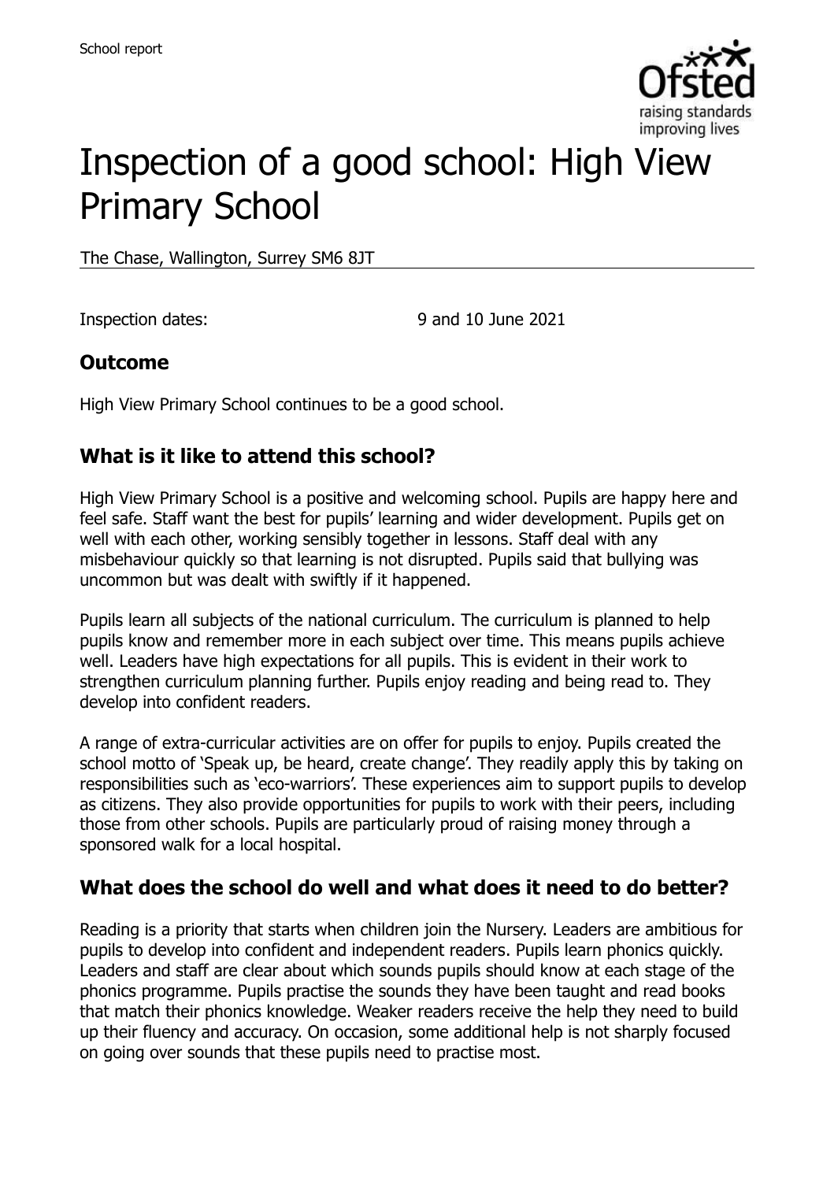# Inspection of a good school: High View Primary School

The Chase, Wallington, Surrey SM6 8JT

Inspection dates: 9 and 10 June 2021

## Outcome

High View Primary School continues to be a good school.

## What is it like to attend this school?

High View Primary School is a positive and welcoming school. Pupils are happy here and feel safe. Staff want the best for pupils' learning and wider development. Pupils get on well with each other, working sensibly together in lessons. Staff deal with any misbehaviour quickly so that learning is not disrupted. Pupils said that bullying was uncommon but was dealt with swiftly if it happened.

Pupils learn all subjects of the national curriculum. The curriculum is planned to help pupils know and remember more in each subject over time. This means pupils achieve well. Leaders have high expectations for all pupils. This is evident in their work to strengthen curriculum planning further. Pupils enjoy reading and being read to. They develop into confident readers.

A range of extra-curricular activities are on offer for pupils to enjoy. Pupils created the school motto of 'Speak up, be heard, create change'. They readily apply this by taking on responsibilities such as 'eco-warriors'. These experiences aim to support pupils to develop as citizens. They also provide opportunities for pupils to work with their peers, including those from other schools. Pupils are particularly proud of raising money through a sponsored walk for a local hospital.

## What does the school do well and what does it need to do better?

Reading is a priority that starts when children join the Nursery. Leaders are ambitious for pupils to develop into confident and independent readers. Pupils learn phonics quickly. Leaders and staff are clear about which sounds pupils should know at each stage of the phonics programme. Pupils practise the sounds they have been taught and read books that match their phonics knowledge. Weaker readers receive the help they need to build up their fluency and accuracy. On occasion, some additional help is not sharply focused on going over sounds that these pupils need to practise most.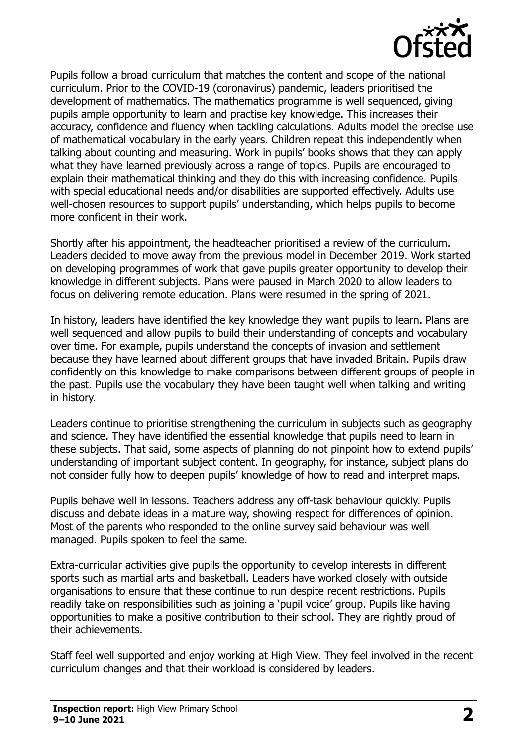Pupils follow a broad curriculum that matches the content and scope of the national curriculum. Prior to the COVID-19 (coronavirus) pandemic, leaders prioritised the development of mathematics. The mathematics programme is well sequenced, giving pupils ample opportunity to learn and practise key knowledge. This increases their accuracy, confidence and fluency when tackling calculations. Adults model the precise use of mathematical vocabulary in the early years. Children repeat this independently when talking about counting and measuring. Work in pupils' books shows that they can apply what they have learned previously across a range of topics. Pupils are encouraged to explain their mathematical thinking and they do this with increasing confidence. Pupils with special educational needs and/or disabilities are supported effectively. Adults use well-chosen resources to support pupils' understanding, which helps pupils to become more confident in their work.

Shortly after his appointment, the headteacher prioritised a review of the curriculum. Leaders decided to move away from the previous model in December 2019. Work started on developing programmes of work that gave pupils greater opportunity to develop their knowledge in different subjects. Plans were paused in March 2020 to allow leaders to focus on delivering remote education. Plans were resumed in the spring of 2021.

In history, leaders have identified the key knowledge they want pupils to learn. Plans are well sequenced and allow pupils to build their understanding of concepts and vocabulary over time. For example, pupils understand the concepts of invasion and settlement because they have learned about different groups that have invaded Britain. Pupils draw confidently on this knowledge to make comparisons between different groups of people in the past. Pupils use the vocabulary they have been taught well when talking and writing in history.

Leaders continue to prioritise strengthening the curriculum in subjects such as geography and science. They have identified the essential knowledge that pupils need to learn in these subjects. That said, some aspects of planning do not pinpoint how to extend pupils' understanding of important subject content. In geography, for instance, subject plans do not consider fully how to deepen pupils' knowledge of how to read and interpret maps.

Pupils behave well in lessons. Teachers address any off-task behaviour quickly. Pupils discuss and debate ideas in a mature way, showing respect for differences of opinion. Most of the parents who responded to the online survey said behaviour was well managed. Pupils spoken to feel the same.

Extra-curricular activities give pupils the opportunity to develop interests in different sports such as martial arts and basketball. Leaders have worked closely with outside organisations to ensure that these continue to run despite recent restrictions. Pupils readily take on responsibilities such as joining a 'pupil voice' group. Pupils like having opportunities to make a positive contribution to their school. They are rightly proud of their achievements.

Staff feel well supported and enjoy working at High View. They feel involved in the recent curriculum changes and that their workload is considered by leaders.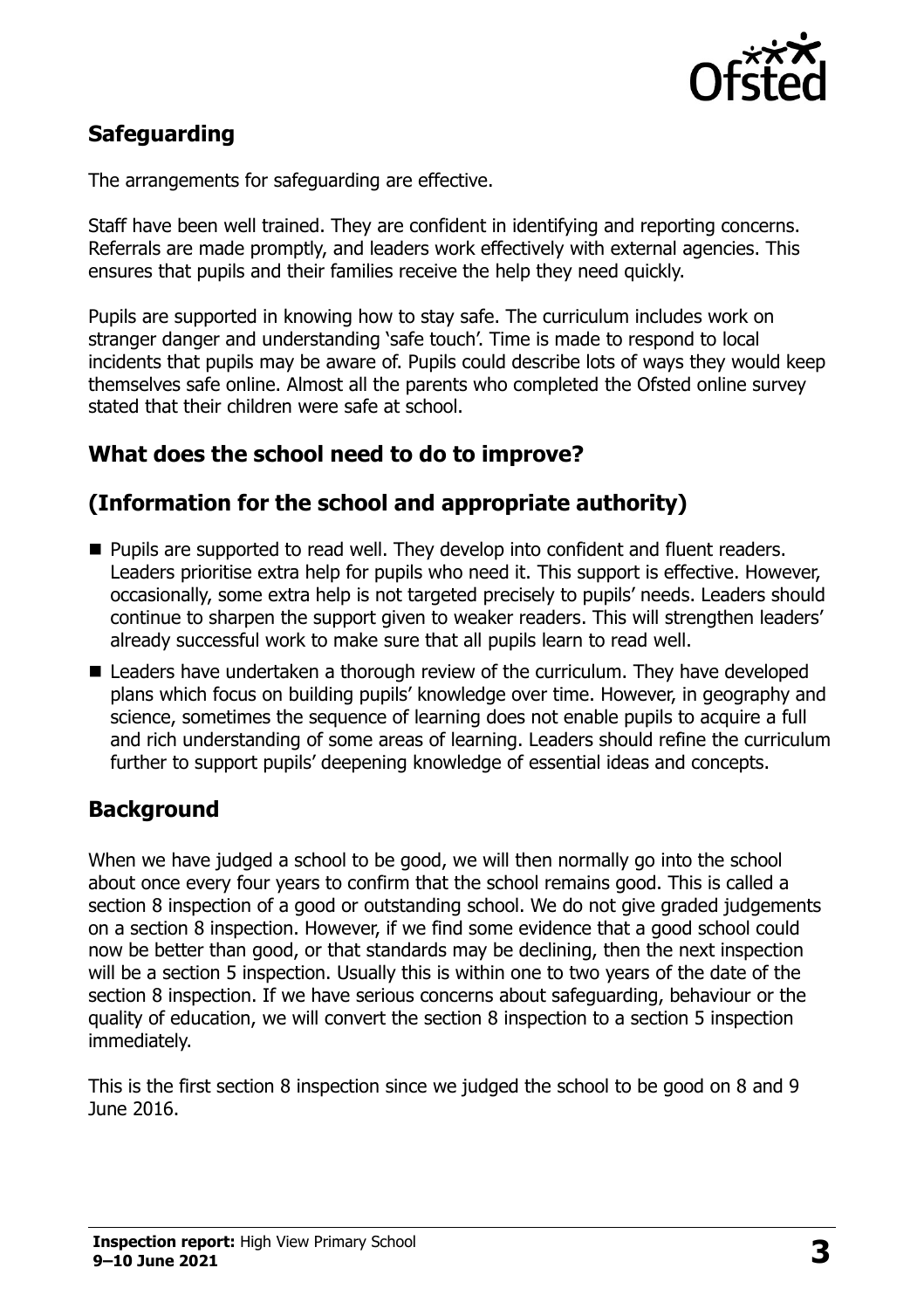## Safeguarding

The arrangements for safeguarding are effective.

Staff have been well trained. They are confident in identifying and reporting concerns. Referrals are made promptly, and leaders work effectively with external agencies. This ensures that pupils and their families receive the help they need quickly.

Pupils are supported in knowing how to stay safe. The curriculum includes work on stranger danger and understanding 'safe touch'. Time is made to respond to local incidents that pupils may be aware of. Pupils could describe lots of ways they would keep themselves safe online. Almost all the parents who completed the Ofsted online survey stated that their children were safe at school.

## What does the school need to do to improve?

## (Information for the school and appropriate authority)

- Pupils are supported to read well. They develop into confident and fluent readers. Leaders prioritise extra help for pupils who need it. This support is effective. However, occasionally, some extra help is not targeted precisely to pupils' needs. Leaders should continue to sharpen the support given to weaker readers. This will strengthen leaders' already successful work to make sure that all pupils learn to read well.
- Leaders have undertaken a thorough review of the curriculum. They have developed plans which focus on building pupils' knowledge over time. However, in geography and science, sometimes the sequence of learning does not enable pupils to acquire a full and rich understanding of some areas of learning. Leaders should refine the curriculum further to support pupils' deepening knowledge of essential ideas and concepts.

## Background

When we have judged a school to be good, we will then normally go into the school about once every four years to confirm that the school remains good. This is called a section 8 inspection of a good or outstanding school. We do not give graded judgements on a section 8 inspection. However, if we find some evidence that a good school could now be better than good, or that standards may be declining, then the next inspection will be a section 5 inspection. Usually this is within one to two years of the date of the section 8 inspection. If we have serious concerns about safeguarding, behaviour or the quality of education, we will convert the section 8 inspection to a section 5 inspection immediately.

This is the first section 8 inspection since we judged the school to be good on 8 and 9 June 2016.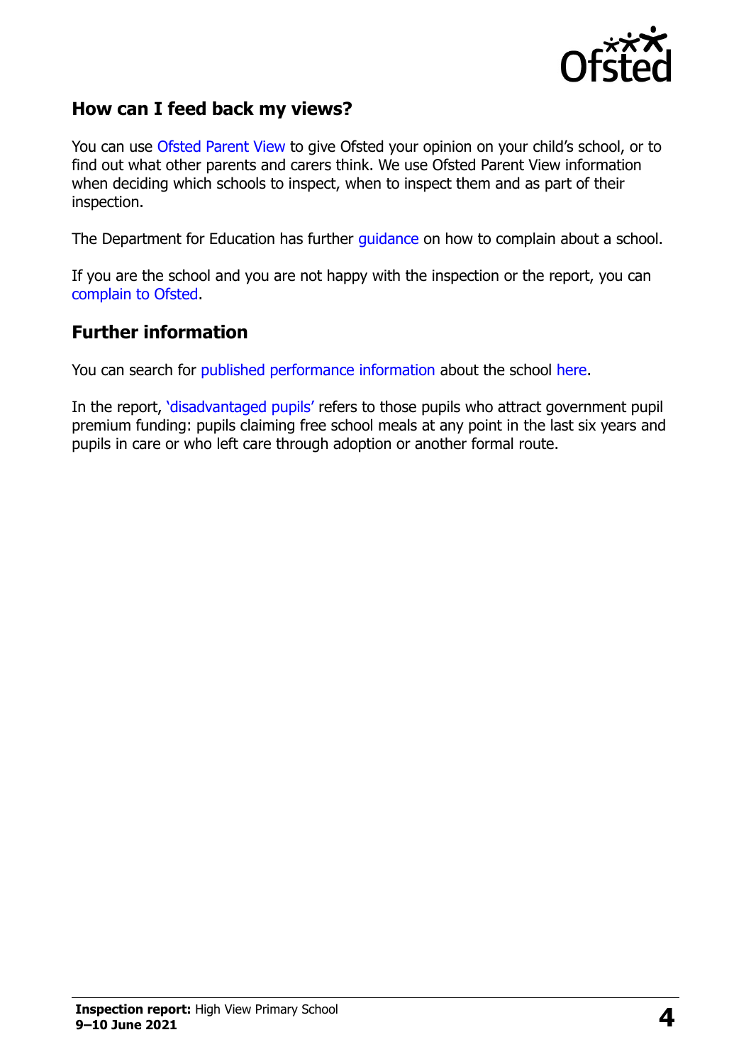## How can I feed back my views?

You can use Ofsted Parent View to give Ofsted your opinion on your child's school, or to find out what other parents and carers think. We use Ofsted Parent View information when deciding which schools to inspect, when to inspect them and as part of their inspection.

The Department for Education has further guidance on how to complain about a school.

If you are the school and you are not happy with the inspection or the report, you can complain to Ofsted.

## Further information

You can search for published performance information about the school here.

In the report, 'disadvantaged pupils' refers to those pupils who attract government pupil premium funding: pupils claiming free school meals at any point in the last six years and pupils in care or who left care through adoption or another formal route.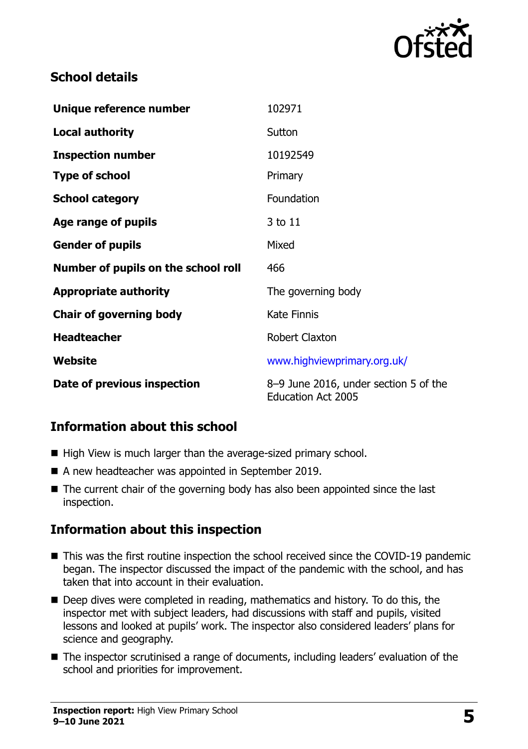## School details

| | |
|---|---|
| **Unique reference number** | 102971 |
| **Local authority** | Sutton |
| **Inspection number** | 10192549 |
| **Type of school** | Primary |
| **School category** | Foundation |
| **Age range of pupils** | 3 to 11 |
| **Gender of pupils** | Mixed |
| **Number of pupils on the school roll** | 466 |
| **Appropriate authority** | The governing body |
| **Chair of governing body** | Kate Finnis |
| **Headteacher** | Robert Claxton |
| **Website** | www.highviewprimary.org.uk/ |
| **Date of previous inspection** | 8–9 June 2016, under section 5 of the Education Act 2005 |

## Information about this school

- High View is much larger than the average-sized primary school.
- A new headteacher was appointed in September 2019.
- The current chair of the governing body has also been appointed since the last inspection.

## Information about this inspection

- This was the first routine inspection the school received since the COVID-19 pandemic began. The inspector discussed the impact of the pandemic with the school, and has taken that into account in their evaluation.
- Deep dives were completed in reading, mathematics and history. To do this, the inspector met with subject leaders, had discussions with staff and pupils, visited lessons and looked at pupils' work. The inspector also considered leaders' plans for science and geography.
- The inspector scrutinised a range of documents, including leaders' evaluation of the school and priorities for improvement.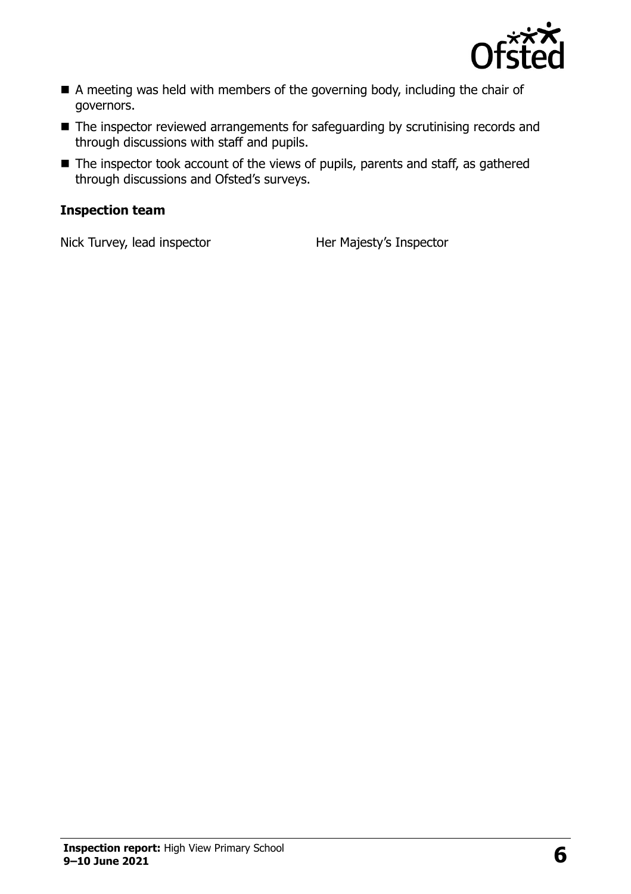- A meeting was held with members of the governing body, including the chair of governors.
- The inspector reviewed arrangements for safeguarding by scrutinising records and through discussions with staff and pupils.
- The inspector took account of the views of pupils, parents and staff, as gathered through discussions and Ofsted's surveys.

### Inspection team

| | |
|---|---|
| Nick Turvey, lead inspector | Her Majesty's Inspector |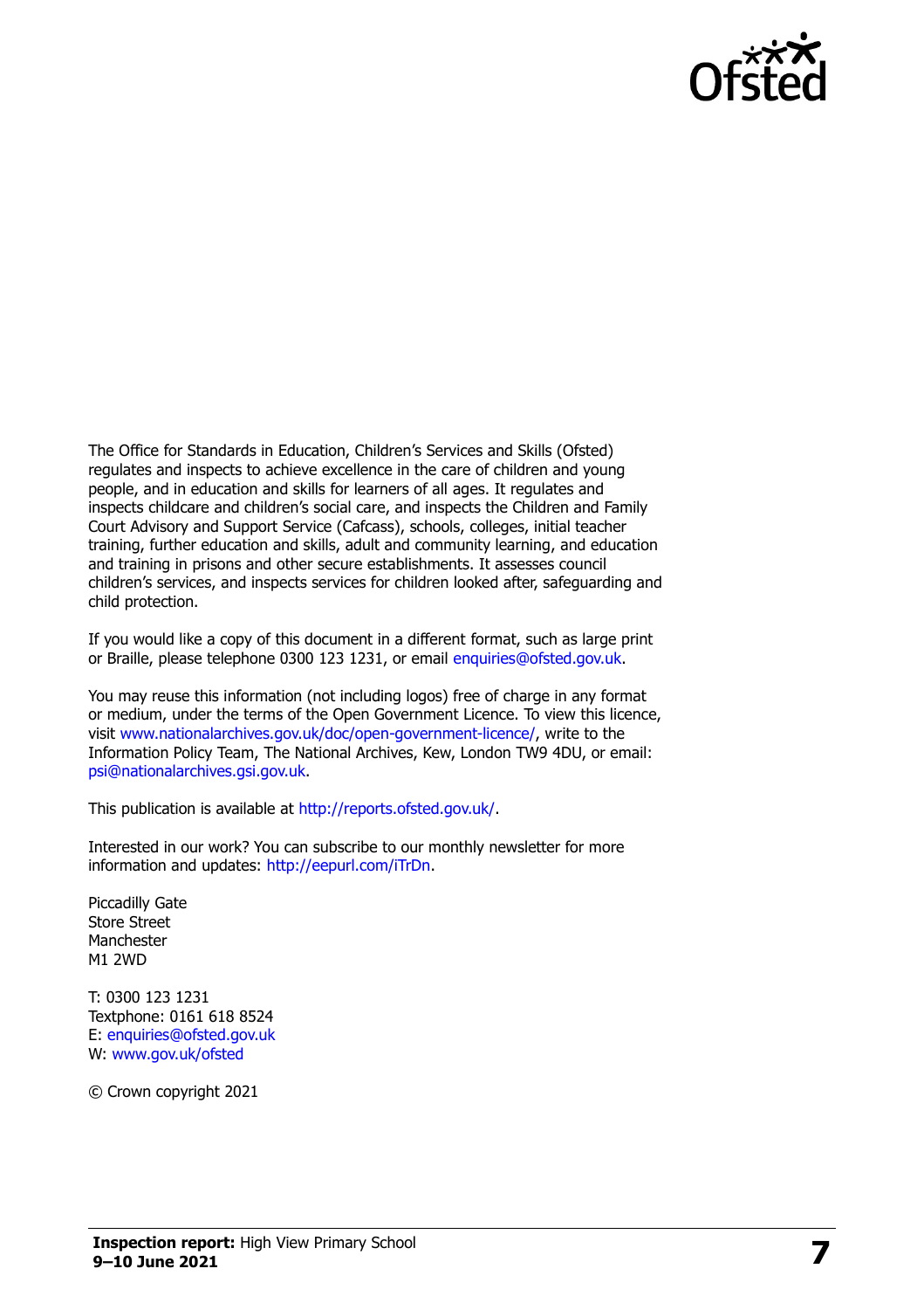The Office for Standards in Education, Children's Services and Skills (Ofsted) regulates and inspects to achieve excellence in the care of children and young people, and in education and skills for learners of all ages. It regulates and inspects childcare and children's social care, and inspects the Children and Family Court Advisory and Support Service (Cafcass), schools, colleges, initial teacher training, further education and skills, adult and community learning, and education and training in prisons and other secure establishments. It assesses council children's services, and inspects services for children looked after, safeguarding and child protection.

If you would like a copy of this document in a different format, such as large print or Braille, please telephone 0300 123 1231, or email enquiries@ofsted.gov.uk.

You may reuse this information (not including logos) free of charge in any format or medium, under the terms of the Open Government Licence. To view this licence, visit www.nationalarchives.gov.uk/doc/open-government-licence/, write to the Information Policy Team, The National Archives, Kew, London TW9 4DU, or email: psi@nationalarchives.gsi.gov.uk.

This publication is available at http://reports.ofsted.gov.uk/.

Interested in our work? You can subscribe to our monthly newsletter for more information and updates: http://eepurl.com/iTrDn.

Piccadilly Gate
Store Street
Manchester
M1 2WD

T: 0300 123 1231
Textphone: 0161 618 8524
E: enquiries@ofsted.gov.uk
W: www.gov.uk/ofsted

© Crown copyright 2021